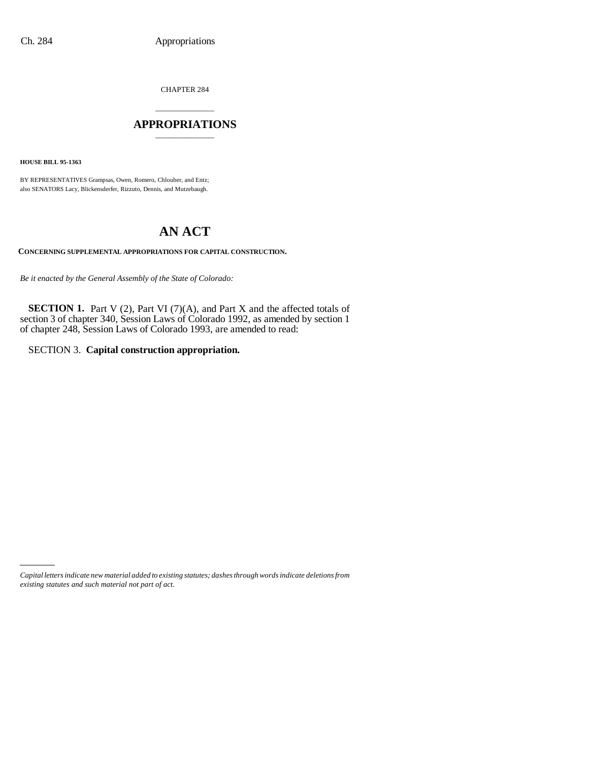CHAPTER 284

# APPROPRIATIONS

**HOUSE BILL 95-1363**

BY REPRESENTATIVES Grampsas, Owen, Romero, Chlouber, and Entz;
also SENATORS Lacy, Blickensderfer, Rizzuto, Dennis, and Mutzebaugh.

# AN ACT

**CONCERNING SUPPLEMENTAL APPROPRIATIONS FOR CAPITAL CONSTRUCTION.**

*Be it enacted by the General Assembly of the State of Colorado:*

**SECTION 1.** Part V (2), Part VI (7)(A), and Part X and the affected totals of section 3 of chapter 340, Session Laws of Colorado 1992, as amended by section 1 of chapter 248, Session Laws of Colorado 1993, are amended to read:

SECTION 3. **Capital construction appropriation.**

*Capital letters indicate new material added to existing statutes; dashes through words indicate deletions from existing statutes and such material not part of act.*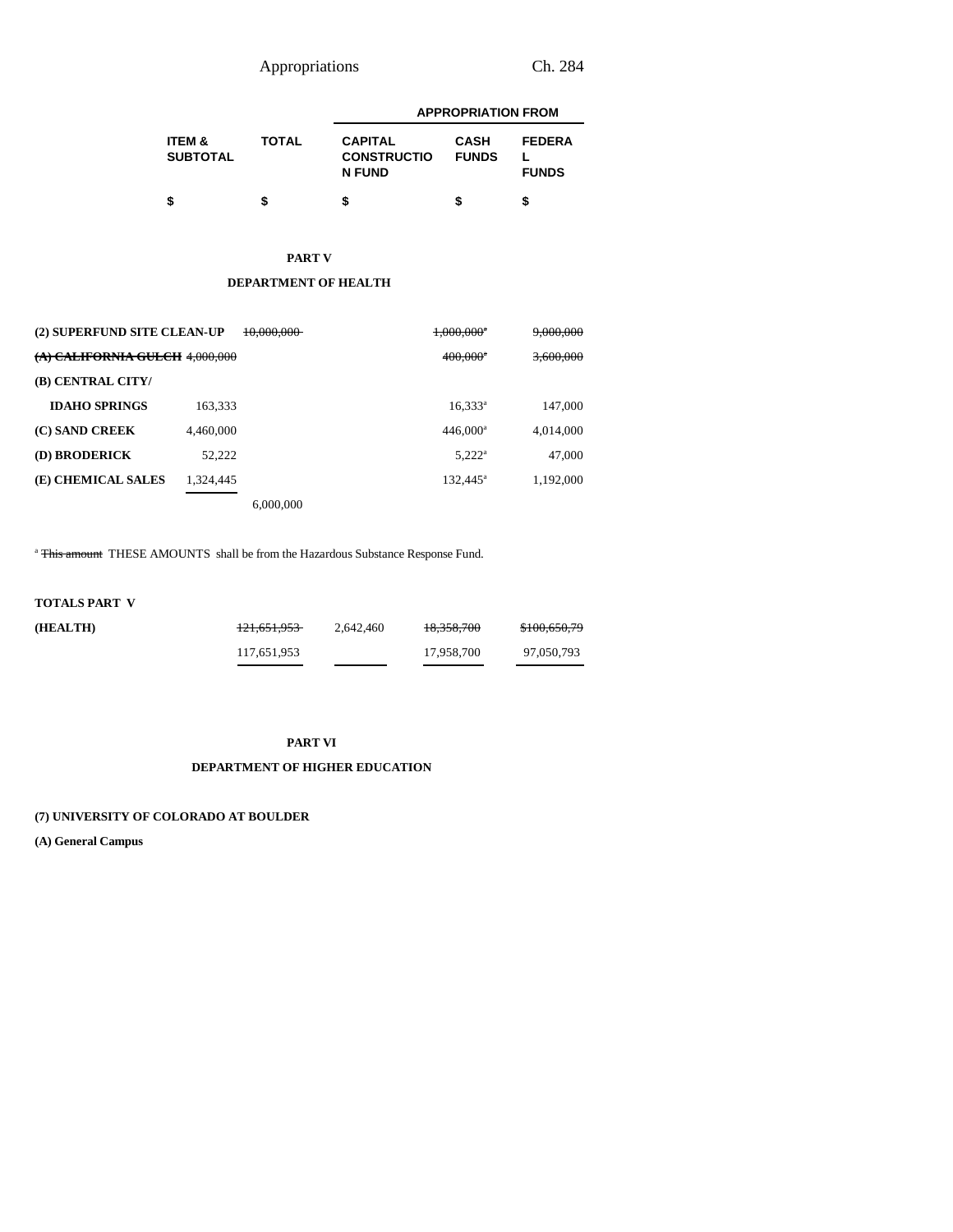| ITEM & SUBTOTAL | TOTAL | APPROPRIATION FROM CAPITAL CONSTRUCTION FUND | CASH FUNDS | FEDERAL FUNDS |
|---|---|---|---|---|
| $ | $ | $ | $ | $ |

## PART V

## DEPARTMENT OF HEALTH

| | ITEM & SUBTOTAL | TOTAL | CAPITAL CONSTRUCTION FUND | CASH FUNDS | FEDERAL FUNDS |
|---|---|---|---|---|---|
| **(2) SUPERFUND SITE CLEAN-UP** | | ~~10,000,000~~ | | ~~1,000,000[a]~~ | ~~9,000,000~~ |
| ~~**(A) CALIFORNIA GULCH**~~ | ~~4,000,000~~ | | | ~~400,000[a]~~ | ~~3,600,000~~ |
| **(B) CENTRAL CITY/** | | | | | |
| **IDAHO SPRINGS** | 163,333 | | | 16,333[a] | 147,000 |
| **(C) SAND CREEK** | 4,460,000 | | | 446,000[a] | 4,014,000 |
| **(D) BRODERICK** | 52,222 | | | 5,222[a] | 47,000 |
| **(E) CHEMICAL SALES** | 1,324,445 | | | 132,445[a] | 1,192,000 |
| | | 6,000,000 | | | |

[a] ~~This amount~~ THESE AMOUNTS shall be from the Hazardous Substance Response Fund.

| **TOTALS PART V** | | | | | |
|---|---|---|---|---|---|
| **(HEALTH)** | | ~~121,651,953~~ | 2,642,460 | ~~18,358,700~~ | ~~$100,650,79~~ |
| | | 117,651,953 | | 17,958,700 | 97,050,793 |

## PART VI

## DEPARTMENT OF HIGHER EDUCATION

**(7) UNIVERSITY OF COLORADO AT BOULDER**

**(A) General Campus**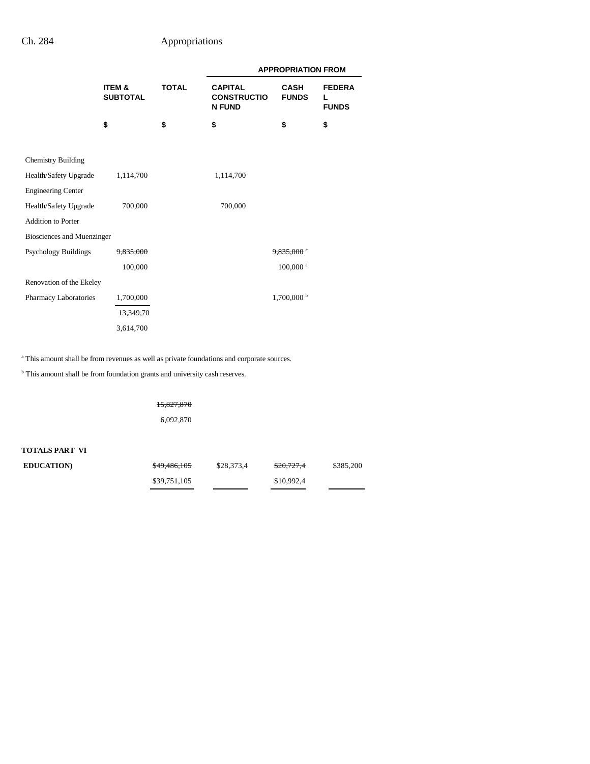| | ITEM & SUBTOTAL | TOTAL | APPROPRIATION FROM CAPITAL CONSTRUCTION FUND | CASH FUNDS | FEDERAL FUNDS |
|---|---|---|---|---|---|
| | $ | $ | $ | $ | $ |
| Chemistry Building | | | | | |
| Health/Safety Upgrade | 1,114,700 | | 1,114,700 | | |
| Engineering Center | | | | | |
| Health/Safety Upgrade | 700,000 | | 700,000 | | |
| Addition to Porter | | | | | |
| Biosciences and Muenzinger | | | | | |
| Psychology Buildings | ~~9,835,000~~ | | | ~~9,835,000~~ [a] | |
| | 100,000 | | | 100,000 [a] | |
| Renovation of the Ekeley | | | | | |
| Pharmacy Laboratories | 1,700,000 | | | 1,700,000 [b] | |
| | ~~13,349,70~~ | | | | |
| | 3,614,700 | | | | |

[a] This amount shall be from revenues as well as private foundations and corporate sources.

[b] This amount shall be from foundation grants and university cash reserves.

| | ITEM & SUBTOTAL | TOTAL | CAPITAL CONSTRUCTION FUND | CASH FUNDS | FEDERAL FUNDS |
|---|---|---|---|---|---|
| | | ~~15,827,870~~ | | | |
| | | 6,092,870 | | | |
| **TOTALS PART VI** | | | | | |
| **EDUCATION)** | | ~~$49,486,105~~ | $28,373,4 | ~~$20,727,4~~ | $385,200 |
| | | $39,751,105 | | $10,992,4 | |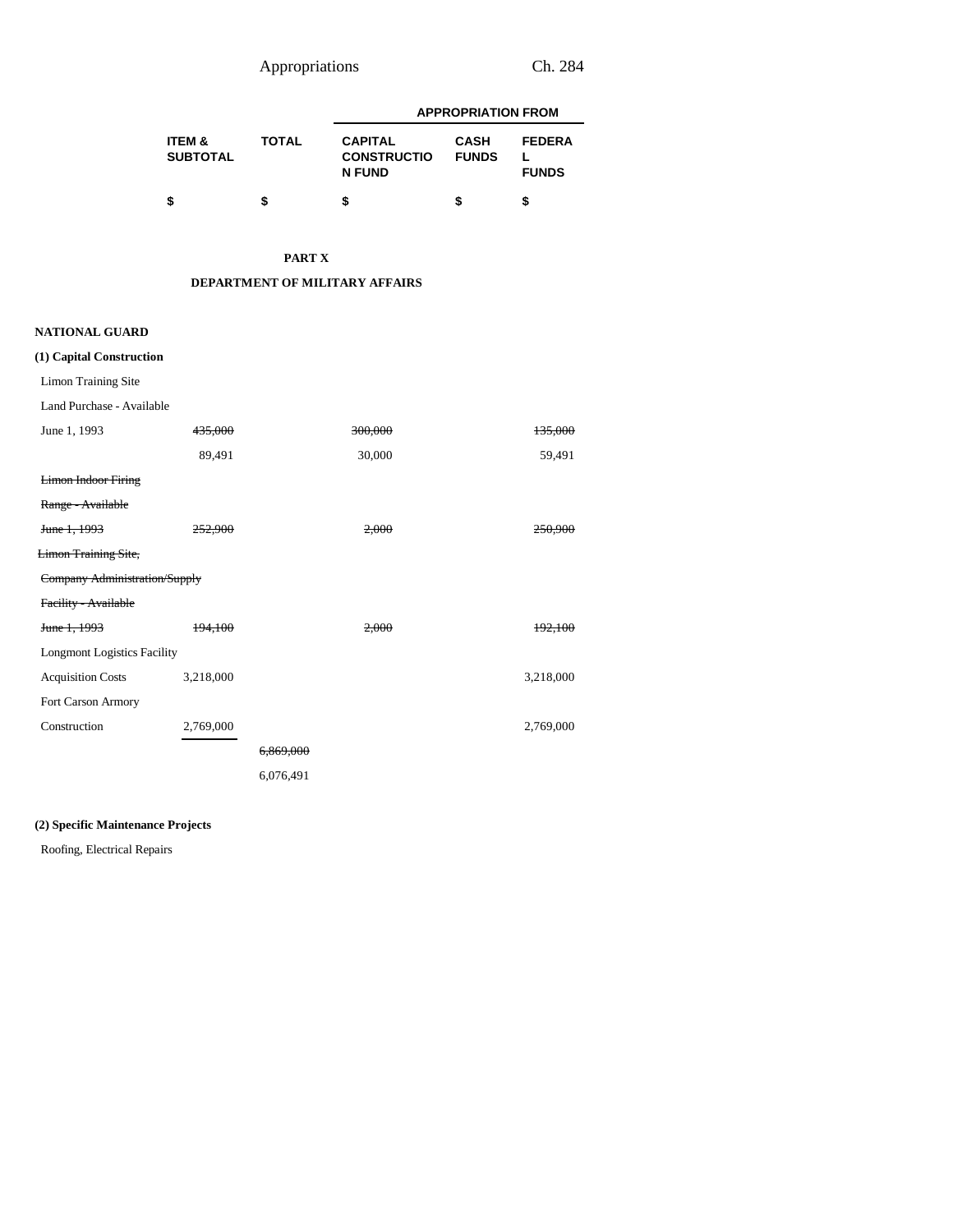| | ITEM & SUBTOTAL | TOTAL | APPROPRIATION FROM CAPITAL CONSTRUCTION FUND | CASH FUNDS | FEDERAL FUNDS |
|---|---|---|---|---|---|
| | $ | $ | $ | $ | $ |

**PART X**

**DEPARTMENT OF MILITARY AFFAIRS**

**NATIONAL GUARD**

**(1) Capital Construction**

| | ITEM & SUBTOTAL | TOTAL | CAPITAL CONSTRUCTION FUND | CASH FUNDS | FEDERAL FUNDS |
|---|---|---|---|---|---|
| Limon Training Site | | | | | |
| Land Purchase - Available | | | | | |
| June 1, 1993 | ~~435,000~~ | | ~~300,000~~ | | ~~135,000~~ |
| | 89,491 | | 30,000 | | 59,491 |
| ~~Limon Indoor Firing~~ | | | | | |
| ~~Range - Available~~ | | | | | |
| ~~June 1, 1993~~ | ~~252,900~~ | | ~~2,000~~ | | ~~250,900~~ |
| ~~Limon Training Site,~~ | | | | | |
| ~~Company Administration/Supply~~ | | | | | |
| ~~Facility - Available~~ | | | | | |
| ~~June 1, 1993~~ | ~~194,100~~ | | ~~2,000~~ | | ~~192,100~~ |
| Longmont Logistics Facility | | | | | |
| Acquisition Costs | 3,218,000 | | | | 3,218,000 |
| Fort Carson Armory | | | | | |
| Construction | 2,769,000 | | | | 2,769,000 |
| | | ~~6,869,000~~ | | | |
| | | 6,076,491 | | | |

**(2) Specific Maintenance Projects**

Roofing, Electrical Repairs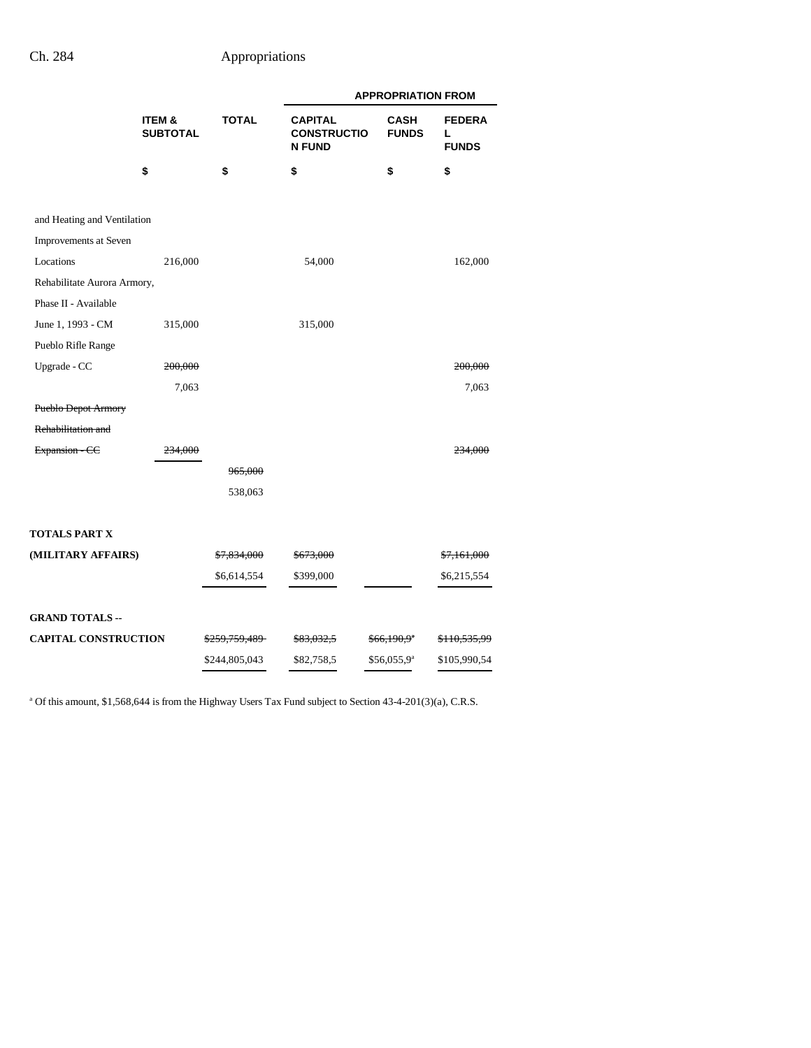| | ITEM & SUBTOTAL | TOTAL | APPROPRIATION FROM CAPITAL CONSTRUCTION FUND | CASH FUNDS | FEDERAL FUNDS |
|---|---|---|---|---|---|
| | $ | $ | $ | $ | $ |
| and Heating and Ventilation Improvements at Seven Locations | 216,000 | | 54,000 | | 162,000 |
| Rehabilitate Aurora Armory, Phase II - Available June 1, 1993 - CM | 315,000 | | 315,000 | | |
| Pueblo Rifle Range Upgrade - CC | ~~200,000~~ | | | | ~~200,000~~ |
| | 7,063 | | | | 7,063 |
| ~~Pueblo Depot Armory Rehabilitation and Expansion - CC~~ | ~~234,000~~ | | | | ~~234,000~~ |
| | | ~~965,000~~ | | | |
| | | 538,063 | | | |
| **TOTALS PART X (MILITARY AFFAIRS)** | | ~~$7,834,000~~ | ~~$673,000~~ | | ~~$7,161,000~~ |
| | | $6,614,554 | $399,000 | | $6,215,554 |
| **GRAND TOTALS -- CAPITAL CONSTRUCTION** | | ~~$259,759,489~~ | ~~$83,032,5~~ | ~~$66,190,9~~[a] | ~~$110,535,99~~ |
| | | $244,805,043 | $82,758,5 | $56,055,9[a] | $105,990,54 |

[a] Of this amount, $1,568,644 is from the Highway Users Tax Fund subject to Section 43-4-201(3)(a), C.R.S.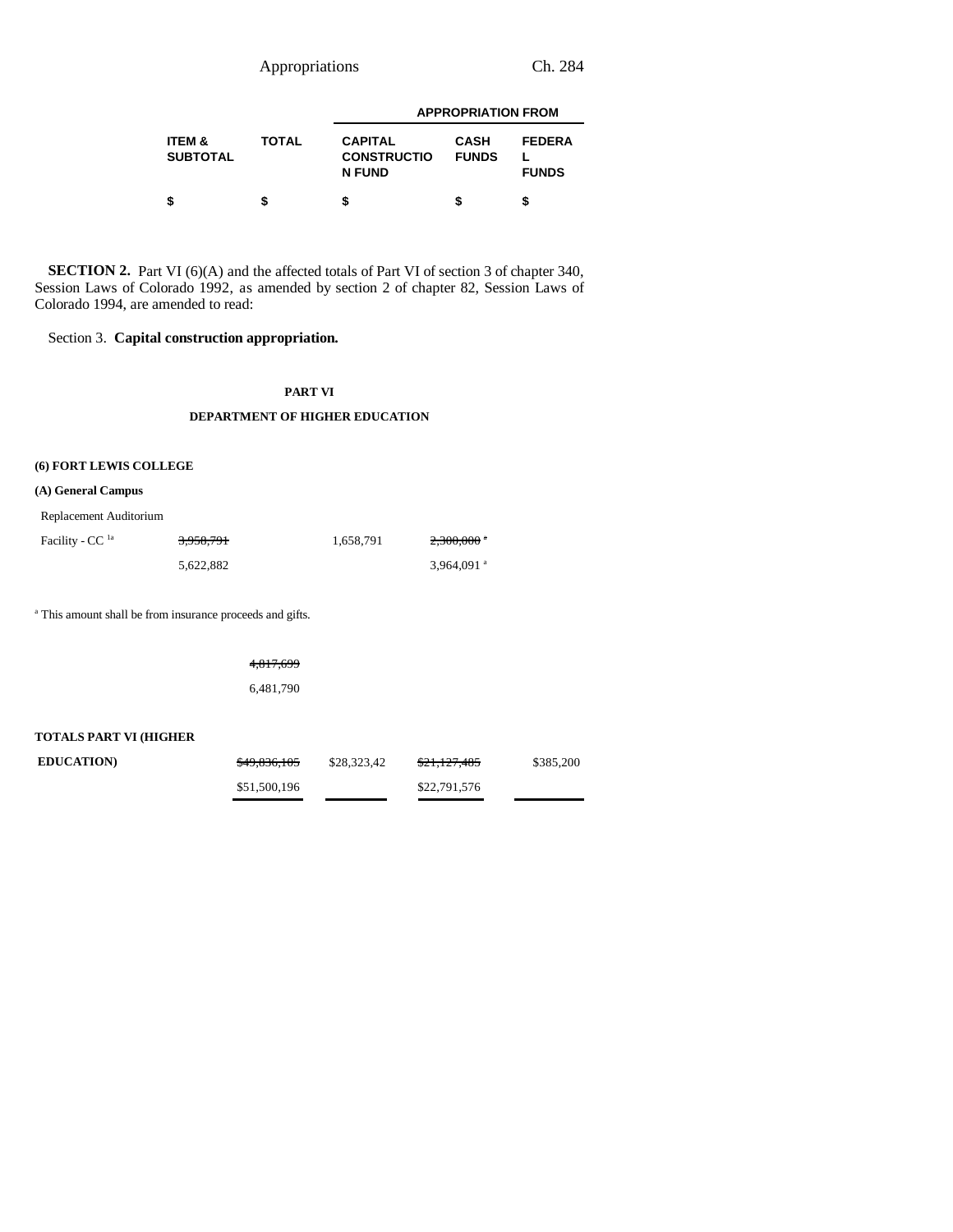| ITEM & SUBTOTAL | TOTAL | APPROPRIATION FROM CAPITAL CONSTRUCTION FUND | CASH FUNDS | FEDERAL FUNDS |
|---|---|---|---|---|
| $ | $ | $ | $ | $ |

**SECTION 2.** Part VI (6)(A) and the affected totals of Part VI of section 3 of chapter 340, Session Laws of Colorado 1992, as amended by section 2 of chapter 82, Session Laws of Colorado 1994, are amended to read:

Section 3. **Capital construction appropriation.**

**PART VI**

**DEPARTMENT OF HIGHER EDUCATION**

**(6) FORT LEWIS COLLEGE**

**(A) General Campus**

| | ITEM & SUBTOTAL | TOTAL | CAPITAL CONSTRUCTION FUND | CASH FUNDS | FEDERAL FUNDS |
|---|---|---|---|---|---|
| Replacement Auditorium | | | | | |
| Facility - CC [1a] | ~~3,958,791~~ | | 1,658,791 | ~~2,300,000~~ [a] | |
| | 5,622,882 | | | 3,964,091 [a] | |

[a] This amount shall be from insurance proceeds and gifts.

| | ITEM & SUBTOTAL | TOTAL | CAPITAL CONSTRUCTION FUND | CASH FUNDS | FEDERAL FUNDS |
|---|---|---|---|---|---|
| | | ~~4,817,699~~ | | | |
| | | 6,481,790 | | | |
| **TOTALS PART VI (HIGHER EDUCATION)** | | ~~$49,836,105~~ | $28,323,42 | ~~$21,127,485~~ | $385,200 |
| | | $51,500,196 | | $22,791,576 | |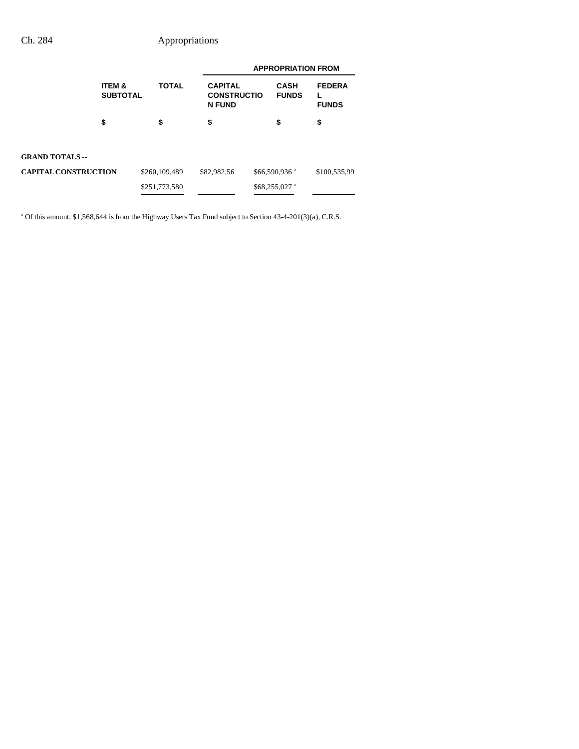| | ITEM & SUBTOTAL | TOTAL | APPROPRIATION FROM | | |
|---|---|---|---|---|---|
| | | | CAPITAL CONSTRUCTION FUND | CASH FUNDS | FEDERAL FUNDS |
| | $ | $ | $ | $ | $ |
| **GRAND TOTALS --** | | | | | |
| **CAPITAL CONSTRUCTION** | | ~~$260,109,489~~ | $82,982,56 | ~~$66,590,936~~ [a] | $100,535,99 |
| | | $251,773,580 | | $68,255,027 [a] | |

[a] Of this amount, $1,568,644 is from the Highway Users Tax Fund subject to Section 43-4-201(3)(a), C.R.S.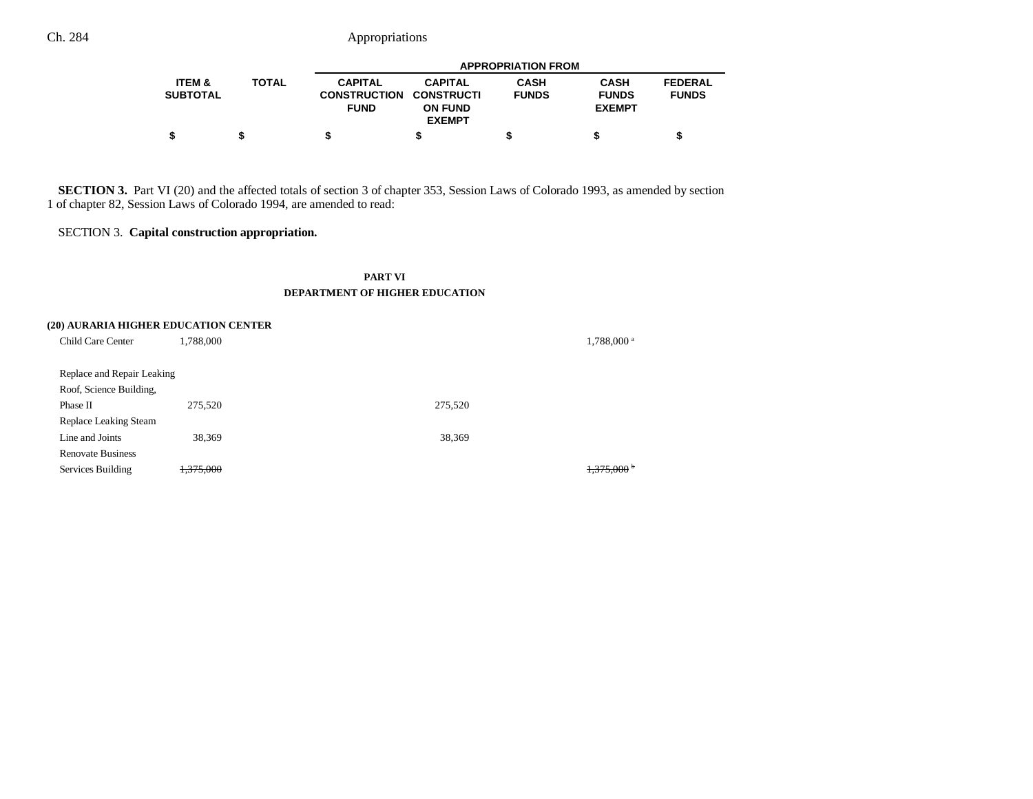| | ITEM & SUBTOTAL | TOTAL | APPROPRIATION FROM | | | | |
|---|---|---|---|---|---|---|---|
| | | | CAPITAL CONSTRUCTION FUND | CAPITAL CONSTRUCTION FUND EXEMPT | CASH FUNDS | CASH FUNDS EXEMPT | FEDERAL FUNDS |
| | $ | $ | $ | $ | $ | $ | $ |

**SECTION 3.** Part VI (20) and the affected totals of section 3 of chapter 353, Session Laws of Colorado 1993, as amended by section 1 of chapter 82, Session Laws of Colorado 1994, are amended to read:

SECTION 3. **Capital construction appropriation.**

**PART VI**
**DEPARTMENT OF HIGHER EDUCATION**

**(20) AURARIA HIGHER EDUCATION CENTER**

| | ITEM & SUBTOTAL | TOTAL | CAPITAL CONSTRUCTION FUND | CAPITAL CONSTRUCTION FUND EXEMPT | CASH FUNDS | CASH FUNDS EXEMPT | FEDERAL FUNDS |
|---|---|---|---|---|---|---|---|
| Child Care Center | 1,788,000 | | | | | 1,788,000[a] | |
| Replace and Repair Leaking Roof, Science Building, Phase II | 275,520 | | | 275,520 | | | |
| Replace Leaking Steam Line and Joints | 38,369 | | | 38,369 | | | |
| Renovate Business Services Building | ~~1,375,000~~ | | | | | ~~1,375,000[b]~~ | |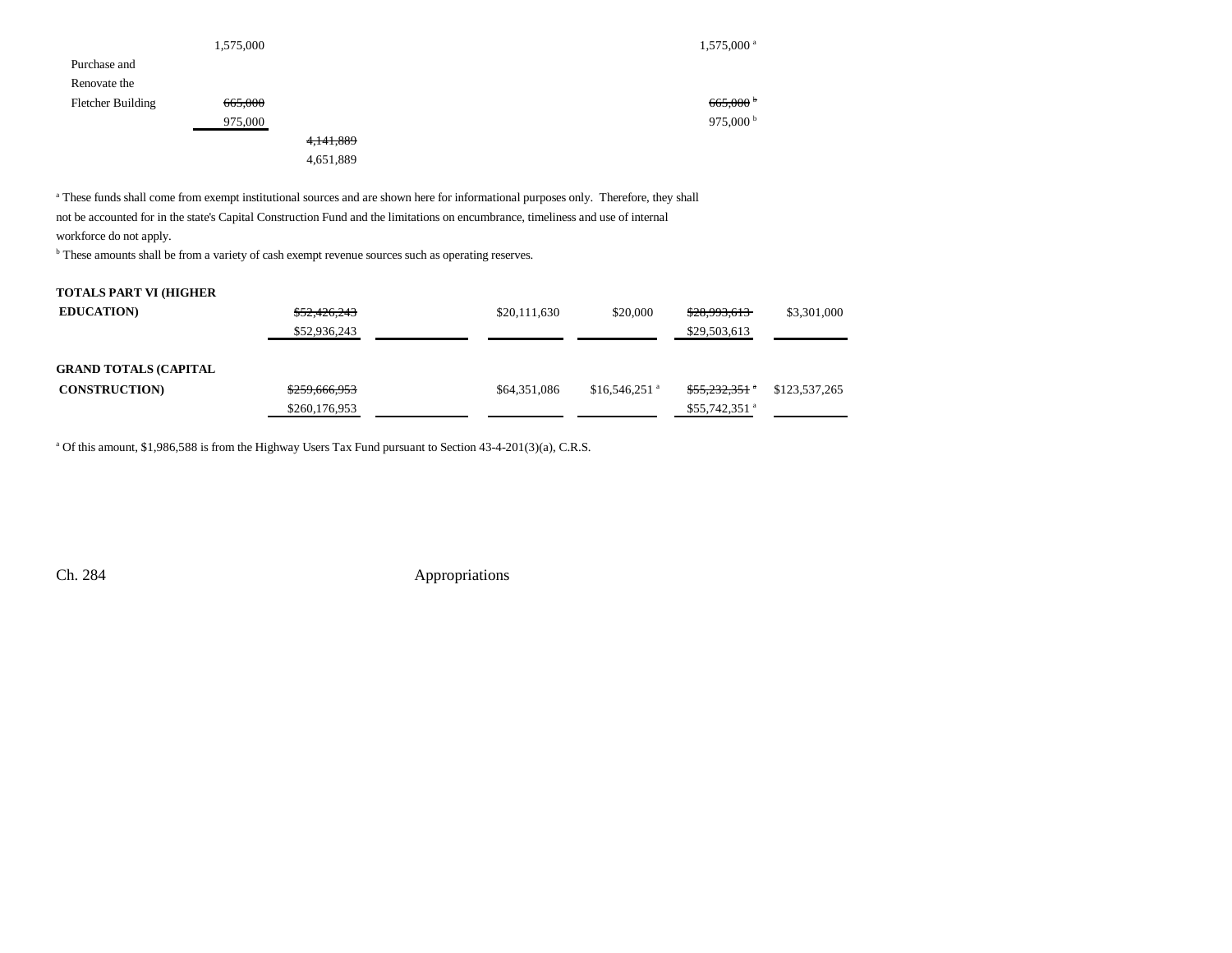| | | | | | | | |
|---|---|---|---|---|---|---|---|
| | 1,575,000 | | | | | 1,575,000 [a] | |
| Purchase and Renovate the Fletcher Building | ~~665,000~~ 975,000 | | | | | ~~665,000~~ [b] 975,000 [b] | |
| | | ~~4,141,889~~ 4,651,889 | | | | | |

[a] These funds shall come from exempt institutional sources and are shown here for informational purposes only. Therefore, they shall not be accounted for in the state's Capital Construction Fund and the limitations on encumbrance, timeliness and use of internal workforce do not apply.

[b] These amounts shall be from a variety of cash exempt revenue sources such as operating reserves.

| | | | | | | |
|---|---|---|---|---|---|---|
| **TOTALS PART VI (HIGHER EDUCATION)** | ~~$52,426,243~~ $52,936,243 | | $20,111,630 | $20,000 | ~~$28,993,613~~ $29,503,613 | $3,301,000 |
| **GRAND TOTALS (CAPITAL CONSTRUCTION)** | ~~$259,666,953~~ $260,176,953 | | $64,351,086 | $16,546,251 [a] | ~~$55,232,351~~ [a] $55,742,351 [a] | $123,537,265 |

[a] Of this amount, $1,986,588 is from the Highway Users Tax Fund pursuant to Section 43-4-201(3)(a), C.R.S.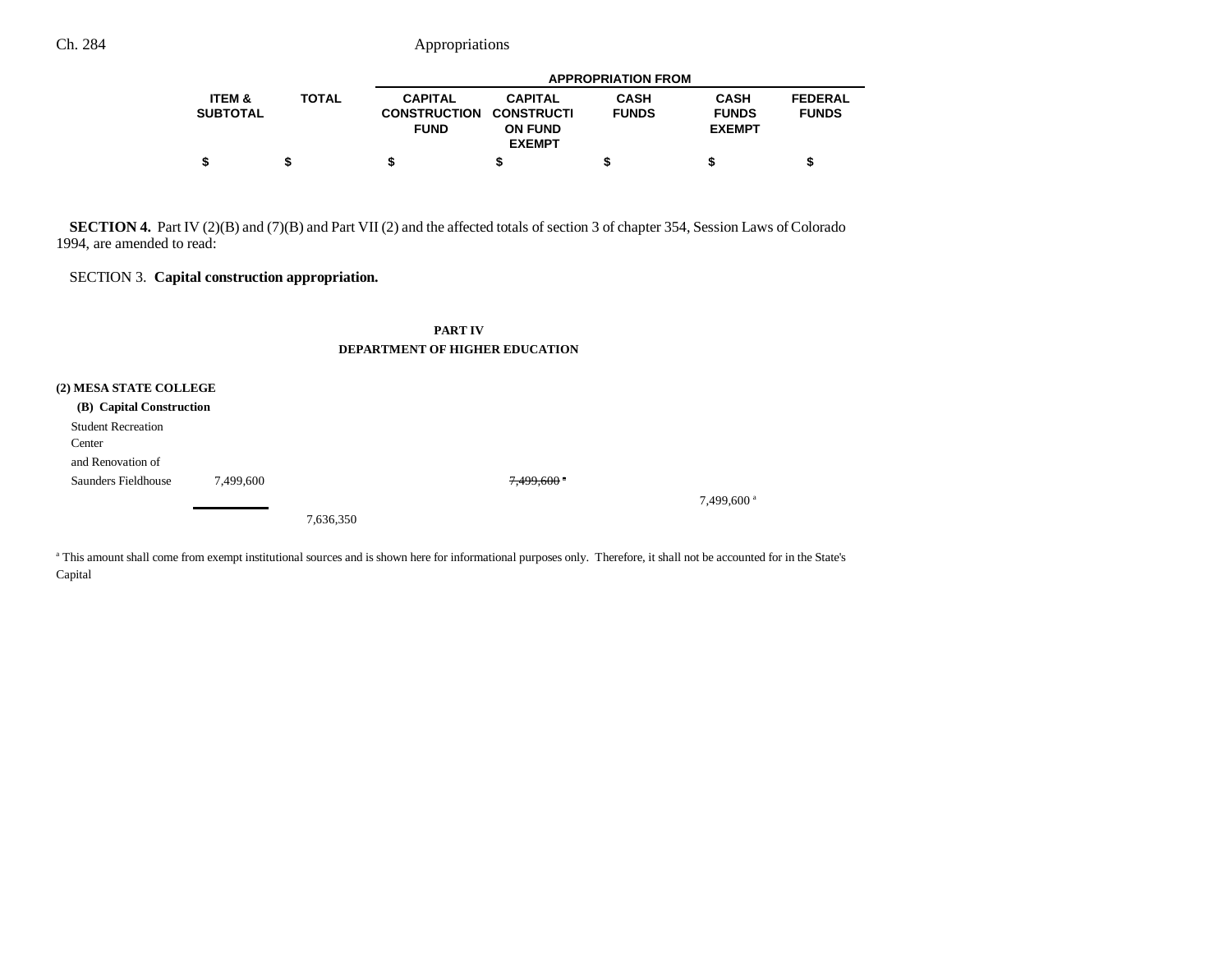| | ITEM & SUBTOTAL | TOTAL | CAPITAL CONSTRUCTION FUND | CAPITAL CONSTRUCTION FUND EXEMPT | CASH FUNDS | CASH FUNDS EXEMPT | FEDERAL FUNDS |
|---|---|---|---|---|---|---|---|
| | | | APPROPRIATION FROM | | | | |
| | $ | $ | $ | $ | $ | $ | $ |

**SECTION 4.** Part IV (2)(B) and (7)(B) and Part VII (2) and the affected totals of section 3 of chapter 354, Session Laws of Colorado 1994, are amended to read:

SECTION 3. **Capital construction appropriation.**

**PART IV**
**DEPARTMENT OF HIGHER EDUCATION**

**(2) MESA STATE COLLEGE**

**(B) Capital Construction**

| | ITEM & SUBTOTAL | TOTAL | CAPITAL CONSTRUCTION FUND | CAPITAL CONSTRUCTION FUND EXEMPT | CASH FUNDS | CASH FUNDS EXEMPT | FEDERAL FUNDS |
|---|---|---|---|---|---|---|---|
| Student Recreation Center and Renovation of Saunders Fieldhouse | 7,499,600 | | | ~~7,499,600 [a]~~ | | 7,499,600 [a] | |
| | | 7,636,350 | | | | | |

[a] This amount shall come from exempt institutional sources and is shown here for informational purposes only. Therefore, it shall not be accounted for in the State's Capital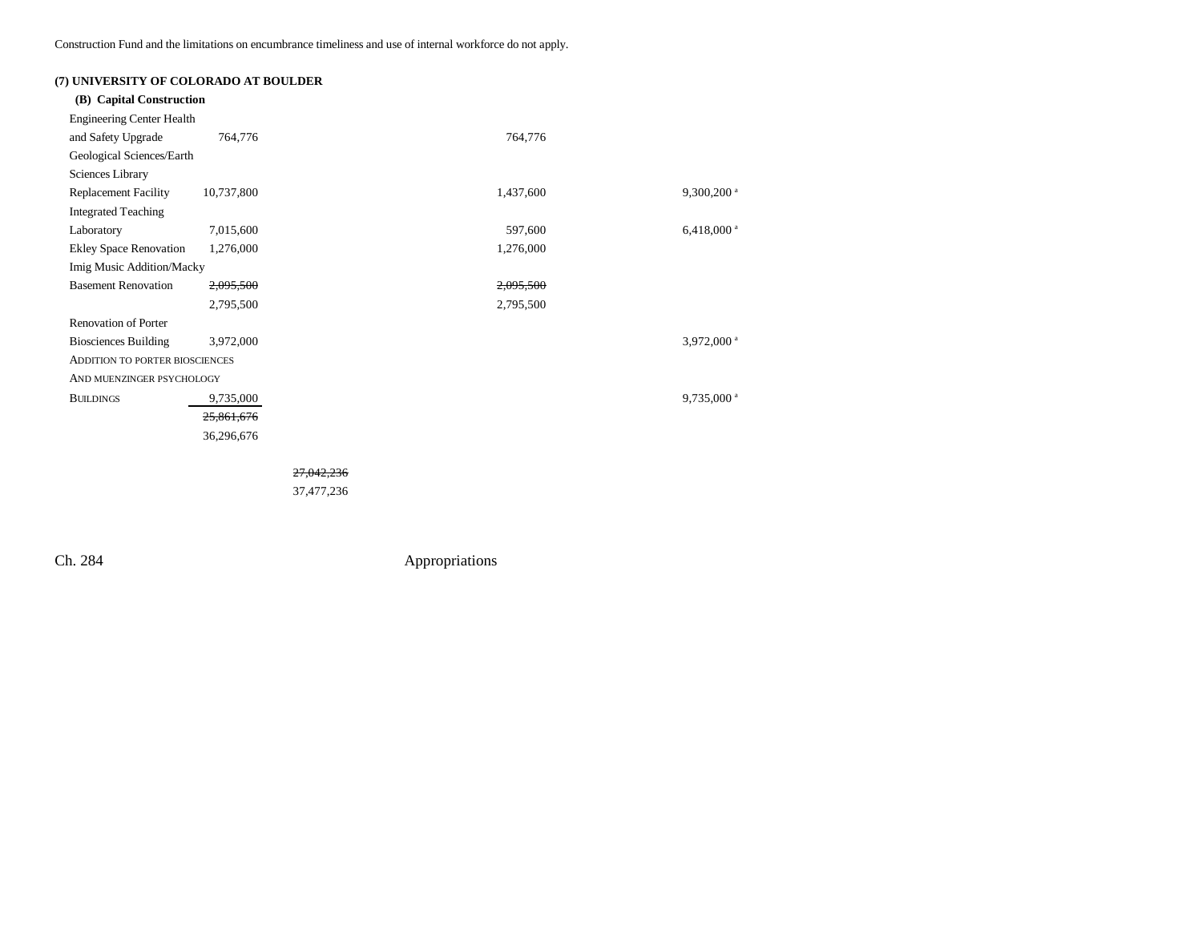Construction Fund and the limitations on encumbrance timeliness and use of internal workforce do not apply.

**(7) UNIVERSITY OF COLORADO AT BOULDER**

**(B) Capital Construction**

| Item | Item Total | Total | Capital Construction Fund | Cash Funds Exempt |
|---|---|---|---|---|
| Engineering Center Health and Safety Upgrade | 764,776 | | 764,776 | |
| Geological Sciences/Earth Sciences Library Replacement Facility | 10,737,800 | | 1,437,600 | 9,300,200[a] |
| Integrated Teaching Laboratory | 7,015,600 | | 597,600 | 6,418,000[a] |
| Ekley Space Renovation | 1,276,000 | | 1,276,000 | |
| Imig Music Addition/Macky Basement Renovation | ~~2,095,500~~ 2,795,500 | | ~~2,095,500~~ 2,795,500 | |
| Renovation of Porter Biosciences Building | 3,972,000 | | | 3,972,000[a] |
| ADDITION TO PORTER BIOSCIENCES AND MUENZINGER PSYCHOLOGY BUILDINGS | 9,735,000 | | | 9,735,000[a] |
| | ~~25,861,676~~ 36,296,676 | | | |
| | | ~~27,042,236~~ 37,477,236 | | |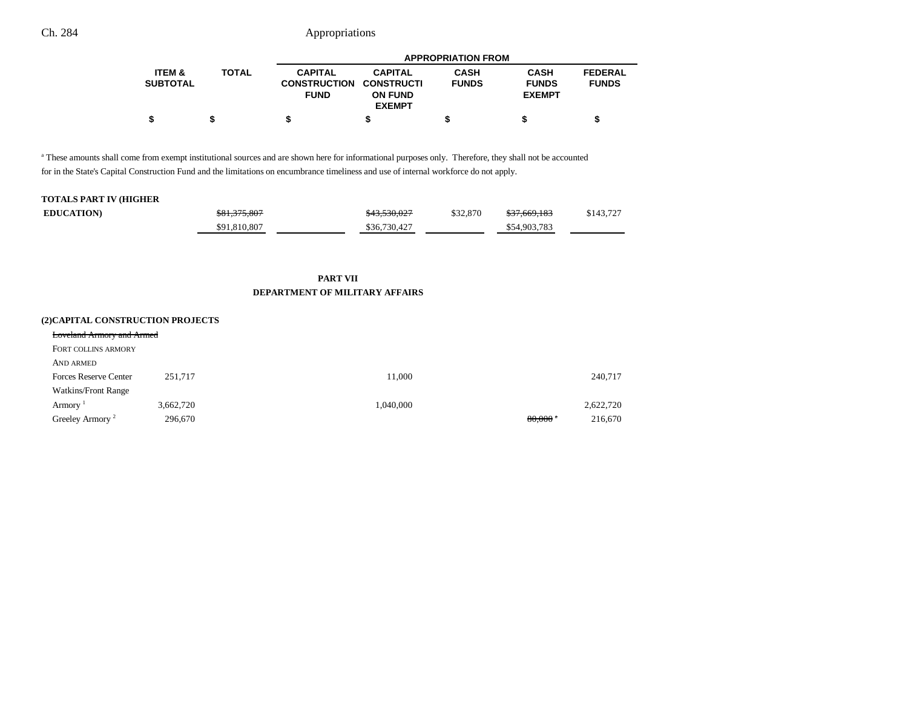| | ITEM & SUBTOTAL | TOTAL | APPROPRIATION FROM | | | | |
|---|---|---|---|---|---|---|---|
| | | | CAPITAL CONSTRUCTION FUND | CAPITAL CONSTRUCTION FUND EXEMPT | CASH FUNDS | CASH FUNDS EXEMPT | FEDERAL FUNDS |
| | $ | $ | $ | $ | $ | $ | $ |

[a] These amounts shall come from exempt institutional sources and are shown here for informational purposes only. Therefore, they shall not be accounted for in the State's Capital Construction Fund and the limitations on encumbrance timeliness and use of internal workforce do not apply.

| | ITEM & SUBTOTAL | TOTAL | CAPITAL CONSTRUCTION FUND | CAPITAL CONSTRUCTION FUND EXEMPT | CASH FUNDS | CASH FUNDS EXEMPT | FEDERAL FUNDS |
|---|---|---|---|---|---|---|---|
| **TOTALS PART IV (HIGHER EDUCATION)** | | ~~$81,375,807~~ $91,810,807 | | ~~$43,530,027~~ $36,730,427 | $32,870 | ~~$37,669,183~~ $54,903,783 | $143,727 |

**PART VII**
**DEPARTMENT OF MILITARY AFFAIRS**

**(2)CAPITAL CONSTRUCTION PROJECTS**

| | ITEM & SUBTOTAL | TOTAL | CAPITAL CONSTRUCTION FUND | CAPITAL CONSTRUCTION FUND EXEMPT | CASH FUNDS | CASH FUNDS EXEMPT | FEDERAL FUNDS |
|---|---|---|---|---|---|---|---|
| ~~Loveland Armory and Armed~~ FORT COLLINS ARMORY AND ARMED Forces Reserve Center | 251,717 | | | 11,000 | | | 240,717 |
| Watkins/Front Range Armory [1] | 3,662,720 | | | 1,040,000 | | | 2,622,720 |
| Greeley Armory [2] | 296,670 | | | | | ~~80,000~~ [a] | 216,670 |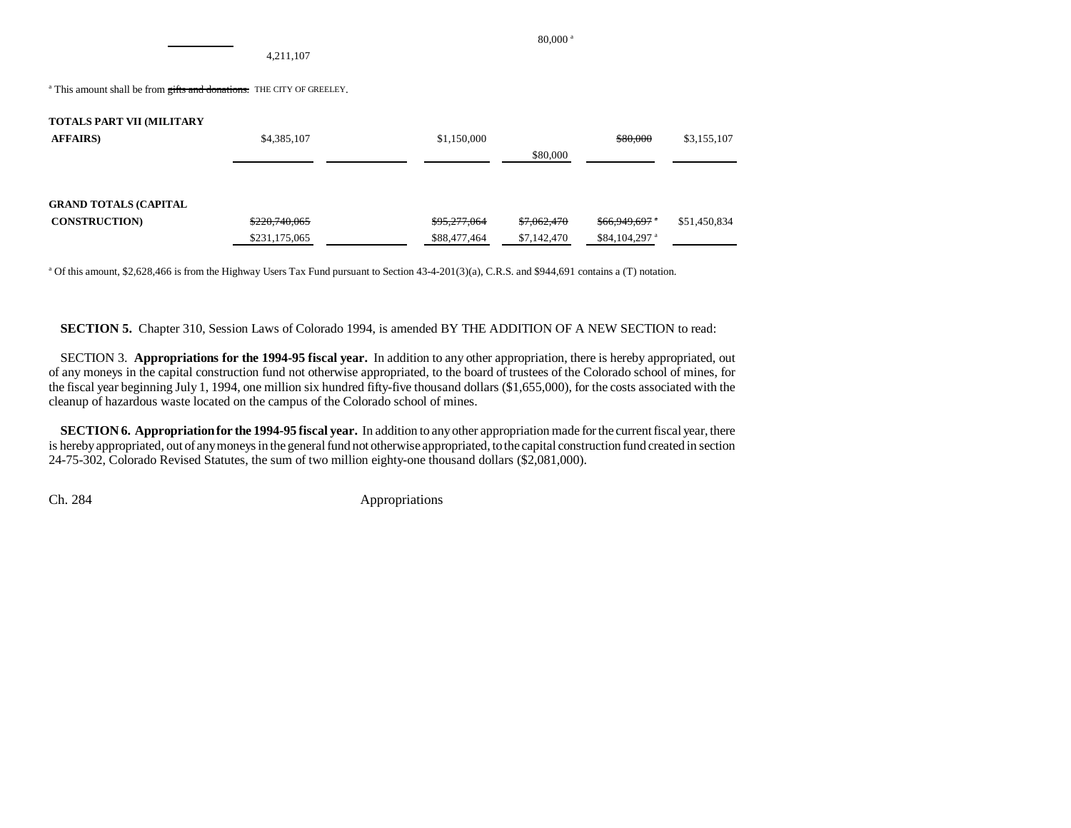| | | | | | | |
|---|---|---|---|---|---|---|
| | | | | | 80,000 [a] | |
| | 4,211,107 | | | | | |

[a] This amount shall be from ~~gifts and donations.~~ THE CITY OF GREELEY.

| | | | | | | |
|---|---|---|---|---|---|---|
| **TOTALS PART VII (MILITARY AFFAIRS)** | $4,385,107 | | $1,150,000 | $80,000 | ~~$80,000~~ | $3,155,107 |
| **GRAND TOTALS (CAPITAL CONSTRUCTION)** | ~~$220,740,065~~ $231,175,065 | | ~~$95,277,064~~ $88,477,464 | ~~$7,062,470~~ $7,142,470 | ~~$66,949,697~~ [a] $84,104,297 [a] | $51,450,834 |

[a] Of this amount, $2,628,466 is from the Highway Users Tax Fund pursuant to Section 43-4-201(3)(a), C.R.S. and $944,691 contains a (T) notation.

**SECTION 5.** Chapter 310, Session Laws of Colorado 1994, is amended BY THE ADDITION OF A NEW SECTION to read:

SECTION 3. **Appropriations for the 1994-95 fiscal year.** In addition to any other appropriation, there is hereby appropriated, out of any moneys in the capital construction fund not otherwise appropriated, to the board of trustees of the Colorado school of mines, for the fiscal year beginning July 1, 1994, one million six hundred fifty-five thousand dollars ($1,655,000), for the costs associated with the cleanup of hazardous waste located on the campus of the Colorado school of mines.

**SECTION 6. Appropriation for the 1994-95 fiscal year.** In addition to any other appropriation made for the current fiscal year, there is hereby appropriated, out of any moneys in the general fund not otherwise appropriated, to the capital construction fund created in section 24-75-302, Colorado Revised Statutes, the sum of two million eighty-one thousand dollars ($2,081,000).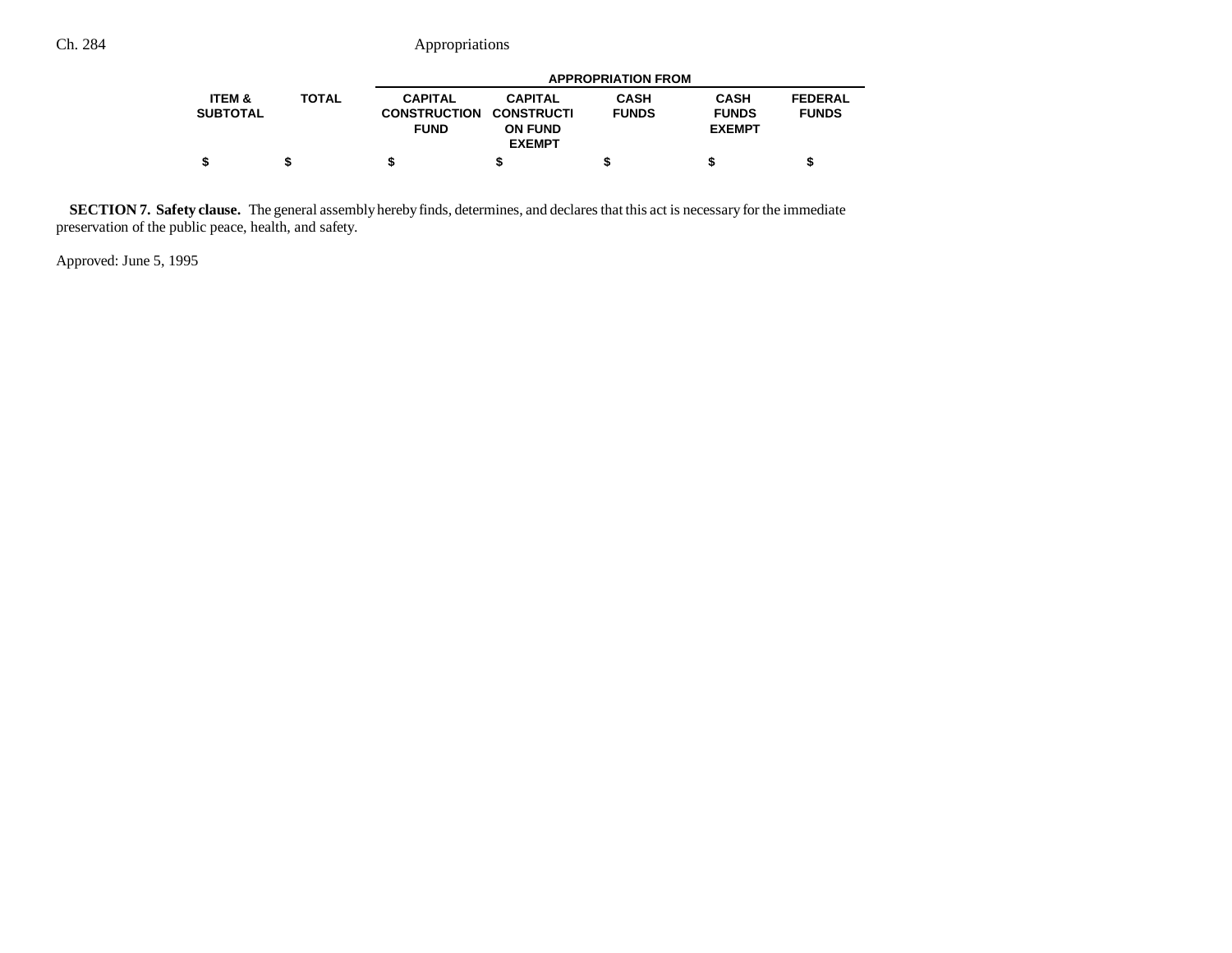| ITEM & SUBTOTAL | TOTAL | APPROPRIATION FROM | | | | |
|---|---|---|---|---|---|---|
| | | CAPITAL CONSTRUCTION FUND | CAPITAL CONSTRUCTION FUND EXEMPT | CASH FUNDS | CASH FUNDS EXEMPT | FEDERAL FUNDS |
| $ | $ | $ | $ | $ | $ | $ |

**SECTION 7. Safety clause.** The general assembly hereby finds, determines, and declares that this act is necessary for the immediate preservation of the public peace, health, and safety.

Approved: June 5, 1995